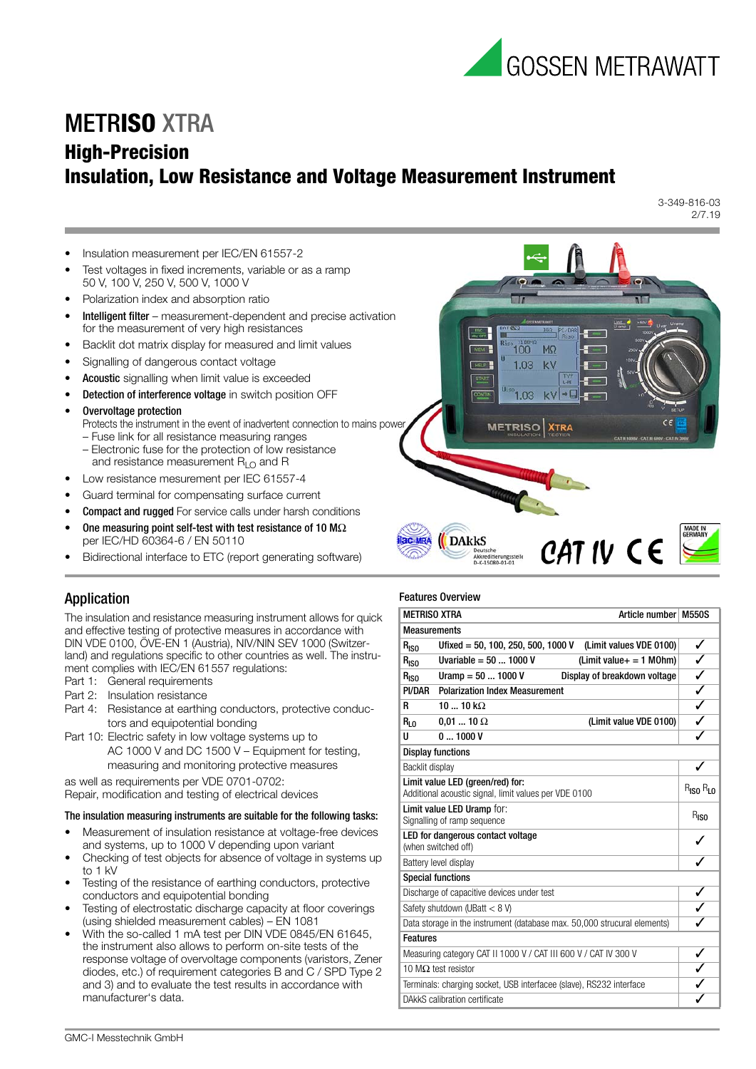# METRISO XTRA

## High-Precision
## Insulation, Low Resistance and Voltage Measurement Instrument

3-349-816-03
2/7.19

- Insulation measurement per IEC/EN 61557-2
- Test voltages in fixed increments, variable or as a ramp 50 V, 100 V, 250 V, 500 V, 1000 V
- Polarization index and absorption ratio
- **Intelligent filter** – measurement-dependent and precise activation for the measurement of very high resistances
- Backlit dot matrix display for measured and limit values
- Signalling of dangerous contact voltage
- **Acoustic** signalling when limit value is exceeded
- **Detection of interference voltage** in switch position OFF
- **Overvoltage protection**
  Protects the instrument in the event of inadvertent connection to mains power
  – Fuse link for all resistance measuring ranges
  – Electronic fuse for the protection of low resistance and resistance measurement $R_{LO}$ and R
- Low resistance mesurement per IEC 61557-4
- Guard terminal for compensating surface current
- **Compact and rugged** For service calls under harsh conditions
- **One measuring point self-test with test resistance of 10 MΩ** per IEC/HD 60364-6 / EN 50110
- Bidirectional interface to ETC (report generating software)

## Application

The insulation and resistance measuring instrument allows for quick and effective testing of protective measures in accordance with DIN VDE 0100, ÖVE-EN 1 (Austria), NIV/NIN SEV 1000 (Switzerland) and regulations specific to other countries as well. The instrument complies with IEC/EN 61557 regulations:

Part 1: General requirements
Part 2: Insulation resistance
Part 4: Resistance at earthing conductors, protective conductors and equipotential bonding
Part 10: Electric safety in low voltage systems up to AC 1000 V and DC 1500 V – Equipment for testing, measuring and monitoring protective measures

as well as requirements per VDE 0701-0702:
Repair, modification and testing of electrical devices

**The insulation measuring instruments are suitable for the following tasks:**

- Measurement of insulation resistance at voltage-free devices and systems, up to 1000 V depending upon variant
- Checking of test objects for absence of voltage in systems up to 1 kV
- Testing of the resistance of earthing conductors, protective conductors and equipotential bonding
- Testing of electrostatic discharge capacity at floor coverings (using shielded measurement cables) – EN 1081
- With the so-called 1 mA test per DIN VDE 0845/EN 61645, the instrument also allows to perform on-site tests of the response voltage of overvoltage components (varistors, Zener diodes, etc.) of requirement categories B and C / SPD Type 2 and 3) and to evaluate the test results in accordance with manufacturer's data.

### Features Overview

| METRISO XTRA | | Article number | M550S |
|---|---|---|---|
| **Measurements** | | | |
| $R_{ISO}$ | Ufixed = 50, 100, 250, 500, 1000 V | (Limit values VDE 0100) | ✓ |
| $R_{ISO}$ | Uvariable = 50 ... 1000 V | (Limit value+ = 1 MOhm) | ✓ |
| $R_{ISO}$ | Uramp = 50 ... 1000 V | Display of breakdown voltage | ✓ |
| PI/DAR | Polarization Index Measurement | | ✓ |
| R | 10 ... 10 kΩ | | ✓ |
| $R_{LO}$ | 0,01 ... 10 Ω | (Limit value VDE 0100) | ✓ |
| U | 0 ... 1000 V | | ✓ |
| **Display functions** | | | |
| Backlit display | | | ✓ |
| **Limit value LED (green/red) for:** Additional acoustic signal, limit values per VDE 0100 | | | $R_{ISO}$ $R_{LO}$ |
| **Limit value LED Uramp** for: Signalling of ramp sequence | | | $R_{ISO}$ |
| **LED for dangerous contact voltage** (when switched off) | | | ✓ |
| Battery level display | | | ✓ |
| **Special functions** | | | |
| Discharge of capacitive devices under test | | | ✓ |
| Safety shutdown (UBatt < 8 V) | | | ✓ |
| Data storage in the instrument (database max. 50,000 strucural elements) | | | ✓ |
| **Features** | | | |
| Measuring category CAT II 1000 V / CAT III 600 V / CAT IV 300 V | | | ✓ |
| 10 MΩ test resistor | | | ✓ |
| Terminals: charging socket, USB interfacee (slave), RS232 interface | | | ✓ |
| DAkkS calibration certificate | | | ✓ |

GMC-I Messtechnik GmbH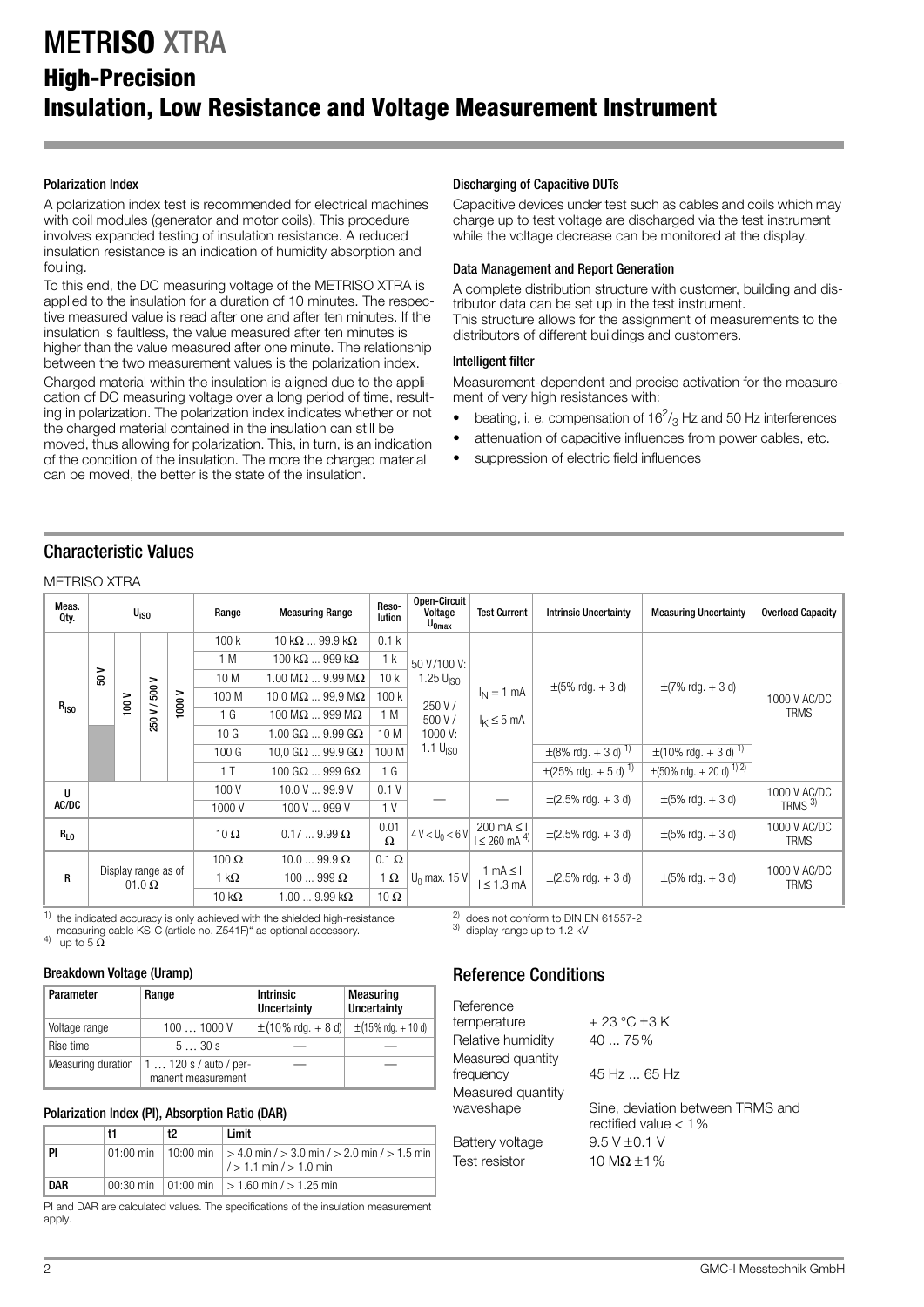# METRISO XTRA

## High-Precision Insulation, Low Resistance and Voltage Measurement Instrument

### Polarization Index

A polarization index test is recommended for electrical machines with coil modules (generator and motor coils). This procedure involves expanded testing of insulation resistance. A reduced insulation resistance is an indication of humidity absorption and fouling.

To this end, the DC measuring voltage of the METRISO XTRA is applied to the insulation for a duration of 10 minutes. The respective measured value is read after one and after ten minutes. If the insulation is faultless, the value measured after ten minutes is higher than the value measured after one minute. The relationship between the two measurement values is the polarization index.

Charged material within the insulation is aligned due to the application of DC measuring voltage over a long period of time, resulting in polarization. The polarization index indicates whether or not the charged material contained in the insulation can still be moved, thus allowing for polarization. This, in turn, is an indication of the condition of the insulation. The more the charged material can be moved, the better is the state of the insulation.

### Discharging of Capacitive DUTs

Capacitive devices under test such as cables and coils which may charge up to test voltage are discharged via the test instrument while the voltage decrease can be monitored at the display.

### Data Management and Report Generation

A complete distribution structure with customer, building and distributor data can be set up in the test instrument.
This structure allows for the assignment of measurements to the distributors of different buildings and customers.

### Intelligent filter

Measurement-dependent and precise activation for the measurement of very high resistances with:

- beating, i. e. compensation of $16^2/_3$ Hz and 50 Hz interferences
- attenuation of capacitive influences from power cables, etc.
- suppression of electric field influences

## Characteristic Values

METRISO XTRA

| Meas. Qty. | $U_{ISO}$ | | | | Range | Measuring Range | Resolution | Open-Circuit Voltage $U_{0max}$ | Test Current | Intrinsic Uncertainty | Measuring Uncertainty | Overload Capacity |
|---|---|---|---|---|---|---|---|---|---|---|---|---|
| $R_{ISO}$ | 50 V | 100 V | 250 V / 500 V | 1000 V | 100 k | 10 kΩ ... 99.9 kΩ | 0.1 k | 50 V/100 V: 1.25 $U_{ISO}$ 250 V / 500 V / 1000 V: 1.1 $U_{ISO}$ | $I_N$ = 1 mA $I_K$ ≤ 5 mA | ±(5% rdg. + 3 d) | ±(7% rdg. + 3 d) | 1000 V AC/DC TRMS |
| | | | | | 1 M | 100 kΩ ... 999 kΩ | 1 k | | | | | |
| | | | | | 10 M | 1.00 MΩ ... 9.99 MΩ | 10 k | | | | | |
| | | | | | 100 M | 10.0 MΩ ... 99,9 MΩ | 100 k | | | | | |
| | | | | | 1 G | 100 MΩ ... 999 MΩ | 1 M | | | | | |
| | | | | | 10 G | 1.00 GΩ ... 9.99 GΩ | 10 M | | | | | |
| | | | | | 100 G | 10,0 GΩ ... 99.9 GΩ | 100 M | | | ±(8% rdg. + 3 d) 1) | ±(10% rdg. + 3 d) 1) | |
| | | | | | 1 T | 100 GΩ ... 999 GΩ | 1 G | | | ±(25% rdg. + 5 d) 1) | ±(50% rdg. + 20 d) 1) 2) | |
| U AC/DC | | | | | 100 V | 10.0 V ... 99.9 V | 0.1 V | — | — | ±(2.5% rdg. + 3 d) | ±(5% rdg. + 3 d) | 1000 V AC/DC TRMS 3) |
| | | | | | 1000 V | 100 V ... 999 V | 1 V | | | | | |
| $R_{LO}$ | | | | | 10 Ω | 0.17 ... 9.99 Ω | 0.01 Ω | 4 V < $U_0$ < 6 V | 200 mA ≤ I I ≤ 260 mA 4) | ±(2.5% rdg. + 3 d) | ±(5% rdg. + 3 d) | 1000 V AC/DC TRMS |
| R | Display range as of 01.0 Ω | | | | 100 Ω | 10.0 ... 99.9 Ω | 0.1 Ω | $U_0$ max. 15 V | 1 mA ≤ I I ≤ 1.3 mA | ±(2.5% rdg. + 3 d) | ±(5% rdg. + 3 d) | 1000 V AC/DC TRMS |
| | | | | | 1 kΩ | 100 ... 999 Ω | 1 Ω | | | | | |
| | | | | | 10 kΩ | 1.00 ... 9.99 kΩ | 10 Ω | | | | | |

1) the indicated accuracy is only achieved with the shielded high-resistance measuring cable KS-C (article no. Z541F)" as optional accessory.
2) does not conform to DIN EN 61557-2
3) display range up to 1.2 kV
4) up to 5 Ω

### Breakdown Voltage (Uramp)

| Parameter | Range | Intrinsic Uncertainty | Measuring Uncertainty |
|---|---|---|---|
| Voltage range | 100 … 1000 V | ±(10% rdg. + 8 d) | ±(15% rdg. + 10 d) |
| Rise time | 5 … 30 s | — | — |
| Measuring duration | 1 … 120 s / auto / permanent measurement | — | — |

### Polarization Index (PI), Absorption Ratio (DAR)

| | t1 | t2 | Limit |
|---|---|---|---|
| PI | 01:00 min | 10:00 min | > 4.0 min / > 3.0 min / > 2.0 min / > 1.5 min / > 1.1 min / > 1.0 min |
| DAR | 00:30 min | 01:00 min | > 1.60 min / > 1.25 min |

PI and DAR are calculated values. The specifications of the insulation measurement apply.

## Reference Conditions

| | |
|---|---|
| Reference temperature | + 23 °C ±3 K |
| Relative humidity | 40 ... 75% |
| Measured quantity frequency | 45 Hz ... 65 Hz |
| Measured quantity waveshape | Sine, deviation between TRMS and rectified value < 1% |
| Battery voltage | 9.5 V ±0.1 V |
| Test resistor | 10 MΩ ±1% |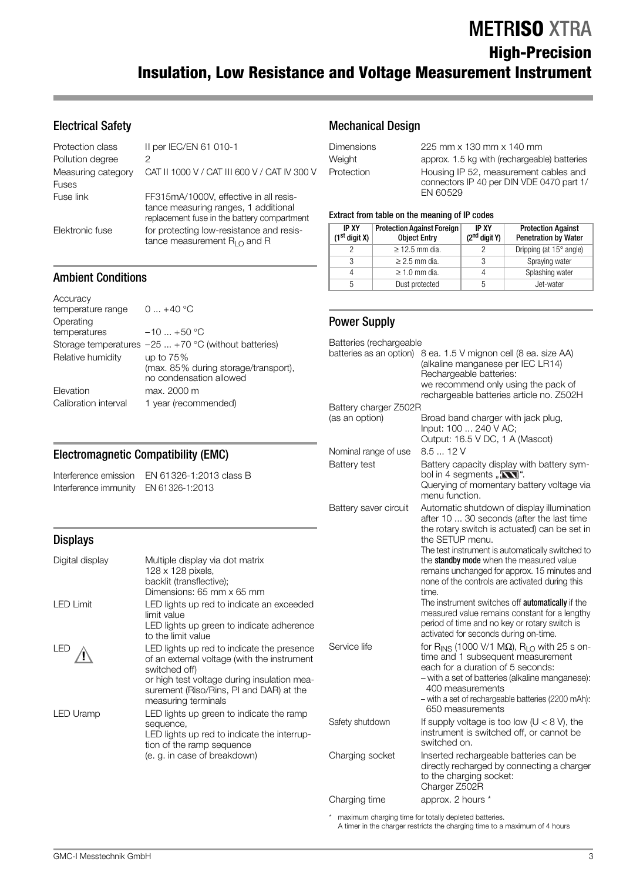## Electrical Safety

| | |
|---|---|
| Protection class | II per IEC/EN 61 010-1 |
| Pollution degree | 2 |
| Measuring category | CAT II 1000 V / CAT III 600 V / CAT IV 300 V |
| Fuses | |
| Fuse link | FF315mA/1000V, effective in all resistance measuring ranges, 1 additional replacement fuse in the battery compartment |
| Elektronic fuse | for protecting low-resistance and resistance measurement $R_{LO}$ and R |

## Ambient Conditions

| | |
|---|---|
| Accuracy temperature range | 0 ... +40 °C |
| Operating temperatures | −10 ... +50 °C |
| Storage temperatures | −25 ... +70 °C (without batteries) |
| Relative humidity | up to 75% (max. 85% during storage/transport), no condensation allowed |
| Elevation | max. 2000 m |
| Calibration interval | 1 year (recommended) |

## Electromagnetic Compatibility (EMC)

| | |
|---|---|
| Interference emission | EN 61326-1:2013 class B |
| Interference immunity | EN 61326-1:2013 |

## Displays

| | |
|---|---|
| Digital display | Multiple display via dot matrix 128 x 128 pixels, backlit (transflective); Dimensions: 65 mm x 65 mm |
| LED Limit | LED lights up red to indicate an exceeded limit value<br>LED lights up green to indicate adherence to the limit value |
| LED ⚠ | LED lights up red to indicate the presence of an external voltage (with the instrument switched off) or high test voltage during insulation measurement (Riso/Rins, PI and DAR) at the measuring terminals |
| LED Uramp | LED lights up green to indicate the ramp sequence,<br>LED lights up red to indicate the interruption of the ramp sequence (e. g. in case of breakdown) |

## Mechanical Design

| | |
|---|---|
| Dimensions | 225 mm x 130 mm x 140 mm |
| Weight | approx. 1.5 kg with (rechargeable) batteries |
| Protection | Housing IP 52, measurement cables and connectors IP 40 per DIN VDE 0470 part 1/ EN 60529 |

**Extract from table on the meaning of IP codes**

| IP XY (1st digit X) | Protection Against Foreign Object Entry | IP XY (2nd digit Y) | Protection Against Penetration by Water |
|---|---|---|---|
| 2 | ≥ 12.5 mm dia. | 2 | Dripping (at 15° angle) |
| 3 | ≥ 2.5 mm dia. | 3 | Spraying water |
| 4 | ≥ 1.0 mm dia. | 4 | Splashing water |
| 5 | Dust protected | 5 | Jet-water |

## Power Supply

| | |
|---|---|
| Batteries (rechargeable batteries as an option) | 8 ea. 1.5 V mignon cell (8 ea. size AA) (alkaline manganese per IEC LR14)<br>Rechargeable batteries: we recommend only using the pack of rechargeable batteries article no. Z502H |
| Battery charger Z502R (as an option) | Broad band charger with jack plug, Input: 100 ... 240 V AC; Output: 16.5 V DC, 1 A (Mascot) |
| Nominal range of use | 8.5 ... 12 V |
| Battery test | Battery capacity display with battery symbol in 4 segments „▮▮▮▮".<br>Querying of momentary battery voltage via menu function. |
| Battery saver circuit | Automatic shutdown of display illumination after 10 ... 30 seconds (after the last time the rotary switch is actuated) can be set in the SETUP menu.<br>The test instrument is automatically switched to the **standby mode** when the measured value remains unchanged for approx. 15 minutes and none of the controls are activated during this time.<br>The instrument switches off **automatically** if the measured value remains constant for a lengthy period of time and no key or rotary switch is activated for seconds during on-time. |
| Service life | for $R_{INS}$ (1000 V/1 MΩ), $R_{LO}$ with 25 s on-time and 1 subsequent measurement each for a duration of 5 seconds:<br>– with a set of batteries (alkaline manganese): 400 measurements<br>– with a set of rechargeable batteries (2200 mAh): 650 measurements |
| Safety shutdown | If supply voltage is too low (U < 8 V), the instrument is switched off, or cannot be switched on. |
| Charging socket | Inserted rechargeable batteries can be directly recharged by connecting a charger to the charging socket: Charger Z502R |
| Charging time | approx. 2 hours * |

\* maximum charging time for totally depleted batteries.
A timer in the charger restricts the charging time to a maximum of 4 hours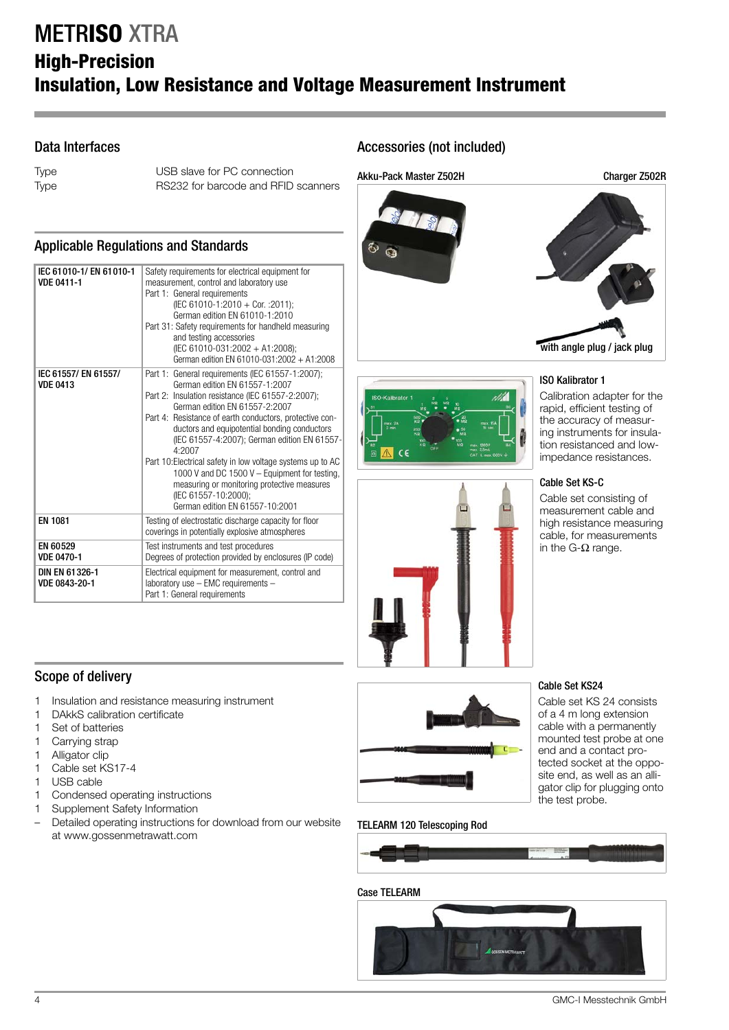# METRISO XTRA

## High-Precision Insulation, Low Resistance and Voltage Measurement Instrument

### Data Interfaces

| | |
|---|---|
| Type | USB slave for PC connection |
| Type | RS232 for barcode and RFID scanners |

### Applicable Regulations and Standards

| | |
|---|---|
| IEC 61010-1/ EN 61010-1 VDE 0411-1 | Safety requirements for electrical equipment for measurement, control and laboratory use<br>Part 1: General requirements (IEC 61010-1:2010 + Cor. :2011); German edition EN 61010-1:2010<br>Part 31: Safety requirements for handheld measuring and testing accessories (IEC 61010-031:2002 + A1:2008); German edition EN 61010-031:2002 + A1:2008 |
| IEC 61557/ EN 61557/ VDE 0413 | Part 1: General requirements (IEC 61557-1:2007); German edition EN 61557-1:2007<br>Part 2: Insulation resistance (IEC 61557-2:2007); German edition EN 61557-2:2007<br>Part 4: Resistance of earth conductors, protective conductors and equipotential bonding conductors (IEC 61557-4:2007); German edition EN 61557-4:2007<br>Part 10: Electrical safety in low voltage systems up to AC 1000 V and DC 1500 V – Equipment for testing, measuring or monitoring protective measures (IEC 61557-10:2000); German edition EN 61557-10:2001 |
| EN 1081 | Testing of electrostatic discharge capacity for floor coverings in potentially explosive atmospheres |
| EN 60529 VDE 0470-1 | Test instruments and test procedures<br>Degrees of protection provided by enclosures (IP code) |
| DIN EN 61326-1 VDE 0843-20-1 | Electrical equipment for measurement, control and laboratory use – EMC requirements –<br>Part 1: General requirements |

### Scope of delivery

1 Insulation and resistance measuring instrument
1 DAkkS calibration certificate
1 Set of batteries
1 Carrying strap
1 Alligator clip
1 Cable set KS17-4
1 USB cable
1 Condensed operating instructions
1 Supplement Safety Information
– Detailed operating instructions for download from our website at www.gossenmetrawatt.com

### Accessories (not included)

**Akku-Pack Master Z502H**

**Charger Z502R**

with angle plug / jack plug

**ISO Kalibrator 1**

Calibration adapter for the rapid, efficient testing of the accuracy of measuring instruments for insulation resistance and low-impedance resistances.

**Cable Set KS-C**

Cable set consisting of measurement cable and high resistance measuring cable, for measurements in the G-Ω range.

**Cable Set KS24**

Cable set KS 24 consists of a 4 m long extension cable with a permanently mounted test probe at one end and a contact protected socket at the opposite end, as well as an alligator clip for plugging onto the test probe.

**TELEARM 120 Telescoping Rod**

**Case TELEARM**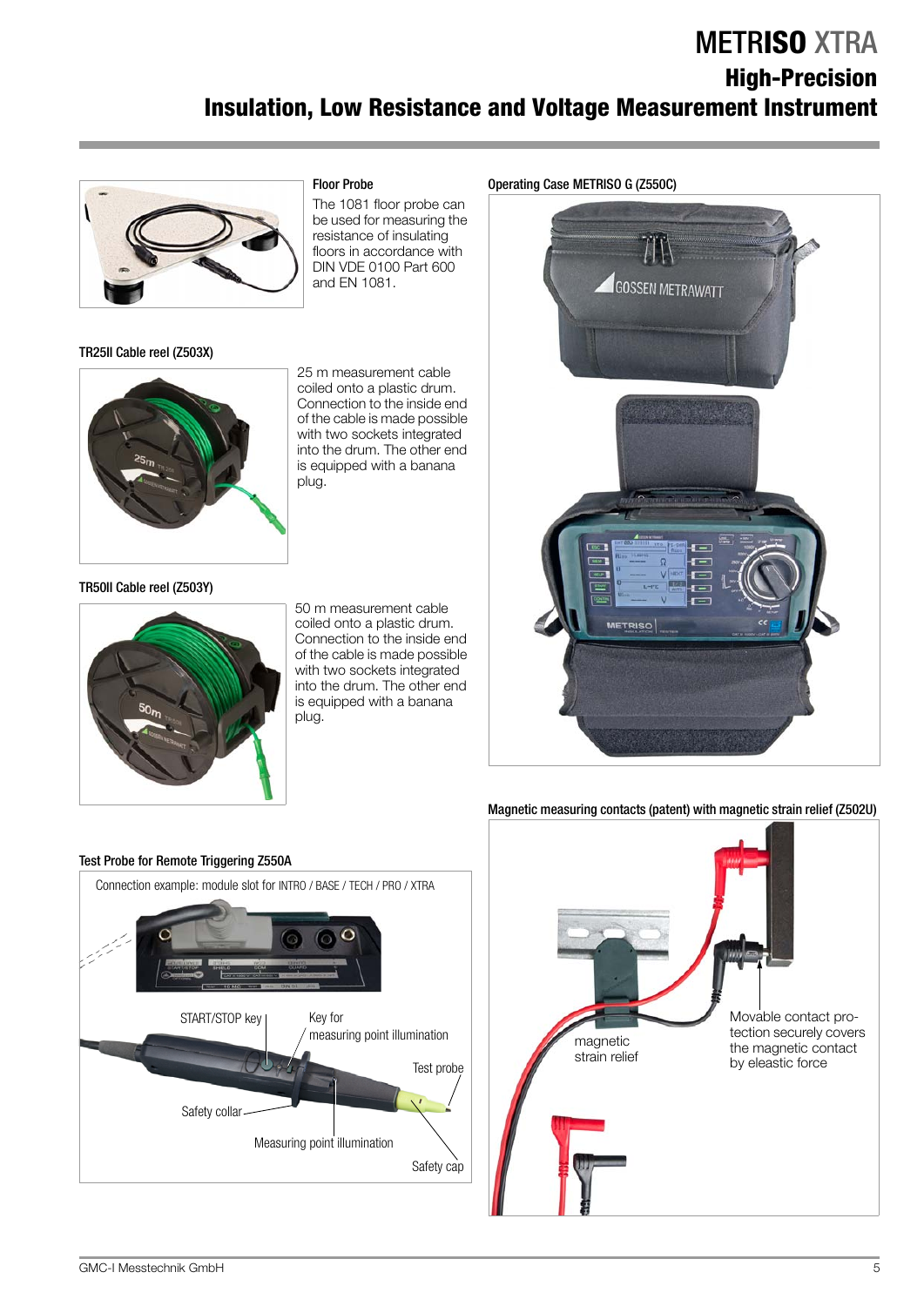# METRISO XTRA

## High-Precision Insulation, Low Resistance and Voltage Measurement Instrument

### Floor Probe

The 1081 floor probe can be used for measuring the resistance of insulating floors in accordance with DIN VDE 0100 Part 600 and EN 1081.

### TR25II Cable reel (Z503X)

25 m measurement cable coiled onto a plastic drum. Connection to the inside end of the cable is made possible with two sockets integrated into the drum. The other end is equipped with a banana plug.

### TR50II Cable reel (Z503Y)

50 m measurement cable coiled onto a plastic drum. Connection to the inside end of the cable is made possible with two sockets integrated into the drum. The other end is equipped with a banana plug.

### Operating Case METRISO G (Z550C)

### Test Probe for Remote Triggering Z550A

Connection example: module slot for INTRO / BASE / TECH / PRO / XTRA

START/STOP key
Key for measuring point illumination
Test probe
Safety collar
Measuring point illumination
Safety cap

### Magnetic measuring contacts (patent) with magnetic strain relief (Z502U)

magnetic strain relief

Movable contact protection securely covers the magnetic contact by eleastic force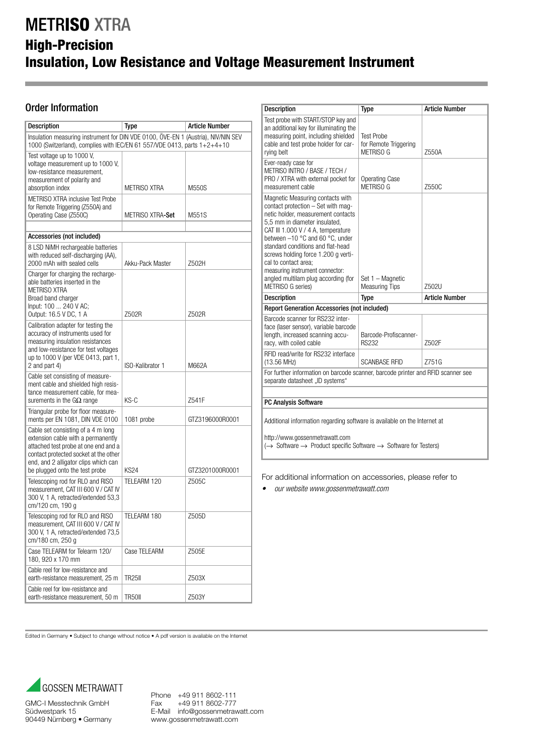# METRISO XTRA

## High-Precision Insulation, Low Resistance and Voltage Measurement Instrument

### Order Information

| Description | Type | Article Number |
|---|---|---|
| Insulation measuring instrument for DIN VDE 0100, ÖVE-EN 1 (Austria), NIV/NIN SEV 1000 (Switzerland), complies with IEC/EN 61 557/VDE 0413, parts 1+2+4+10 | | |
| Test voltage up to 1000 V, voltage measurement up to 1000 V, low-resistance measurement, measurement of polarity and absorption index | METRISO XTRA | M550S |
| METRISO XTRA inclusive Test Probe for Remote Triggering (Z550A) and Operating Case (Z550C) | METRISO XTRA-**Set** | M551S |
| | | |
| **Accessories (not included)** | | |
| 8 LSD NiMH rechargeable batteries with reduced self-discharging (AA), 2000 mAh with sealed cells | Akku-Pack Master | Z502H |
| Charger for charging the rechargeable batteries inserted in the METRISO XTRA Broad band charger Input: 100 ... 240 V AC; Output: 16.5 V DC, 1 A | Z502R | Z502R |
| Calibration adapter for testing the accuracy of instruments used for measuring insulation resistances and low-resistance for test voltages up to 1000 V (per VDE 0413, part 1, 2 and part 4) | ISO-Kalibrator 1 | M662A |
| Cable set consisting of measurement cable and shielded high resistance measurement cable, for measurements in the GΩ range | KS-C | Z541F |
| Triangular probe for floor measurements per EN 1081, DIN VDE 0100 | 1081 probe | GTZ3196000R0001 |
| Cable set consisting of a 4 m long extension cable with a permanently attached test probe at one end and a contact protected socket at the other end, and 2 alligator clips which can be plugged onto the test probe | KS24 | GTZ3201000R0001 |
| Telescoping rod for RLO and RISO measurement, CAT III 600 V / CAT IV 300 V, 1 A, retracted/extended 53,3 cm/120 cm, 190 g | TELEARM 120 | Z505C |
| Telescoping rod for RLO and RISO measurement, CAT III 600 V / CAT IV 300 V, 1 A, retracted/extended 73,5 cm/180 cm, 250 g | TELEARM 180 | Z505D |
| Case TELEARM for Telearm 120/180, 920 x 170 mm | Case TELEARM | Z505E |
| Cable reel for low-resistance and earth-resistance measurement, 25 m | TR25II | Z503X |
| Cable reel for low-resistance and earth-resistance measurement, 50 m | TR50II | Z503Y |

| Description | Type | Article Number |
|---|---|---|
| Test probe with START/STOP key and an additional key for illuminating the measuring point, including shielded cable and test probe holder for carrying belt | Test Probe for Remote Triggering METRISO G | Z550A |
| Ever-ready case for METRISO INTRO / BASE / TECH / PRO / XTRA with external pocket for measurement cable | Operating Case METRISO G | Z550C |
| Magnetic Measuring contacts with contact protection – Set with magnetic holder, measurement contacts 5,5 mm in diameter insulated, CAT III 1.000 V / 4 A, temperature between –10 °C and 60 °C, under standard conditions and flat-head screws holding force 1.200 g vertical to contact area; measuring instrument connector: angled multilam plug according (for METRISO G series) | Set 1 – Magnetic Measuring Tips | Z502U |
| **Description** | **Type** | **Article Number** |
| **Report Generation Accessories (not included)** | | |
| Barcode scanner for RS232 interface (laser sensor), variable barcode length, increased scanning accuracy, with coiled cable | Barcode-Profiscanner-RS232 | Z502F |
| RFID read/write for RS232 interface (13.56 MHz) | SCANBASE RFID | Z751G |
| For further information on barcode scanner, barcode printer and RFID scanner see separate datasheet „ID systems" | | |
| | | |
| **PC Analysis Software** | | |
| Additional information regarding software is available on the Internet at http://www.gossenmetrawatt.com (→ Software → Product specific Software → Software for Testers) | | |

For additional information on accessories, please refer to

- *our website www.gossenmetrawatt.com*

Edited in Germany • Subject to change without notice • A pdf version is available on the Internet

GOSSEN METRAWATT

GMC-I Messtechnik GmbH
Südwestpark 15
90449 Nürnberg • Germany

Phone +49 911 8602-111
Fax +49 911 8602-777
E-Mail info@gossenmetrawatt.com
www.gossenmetrawatt.com